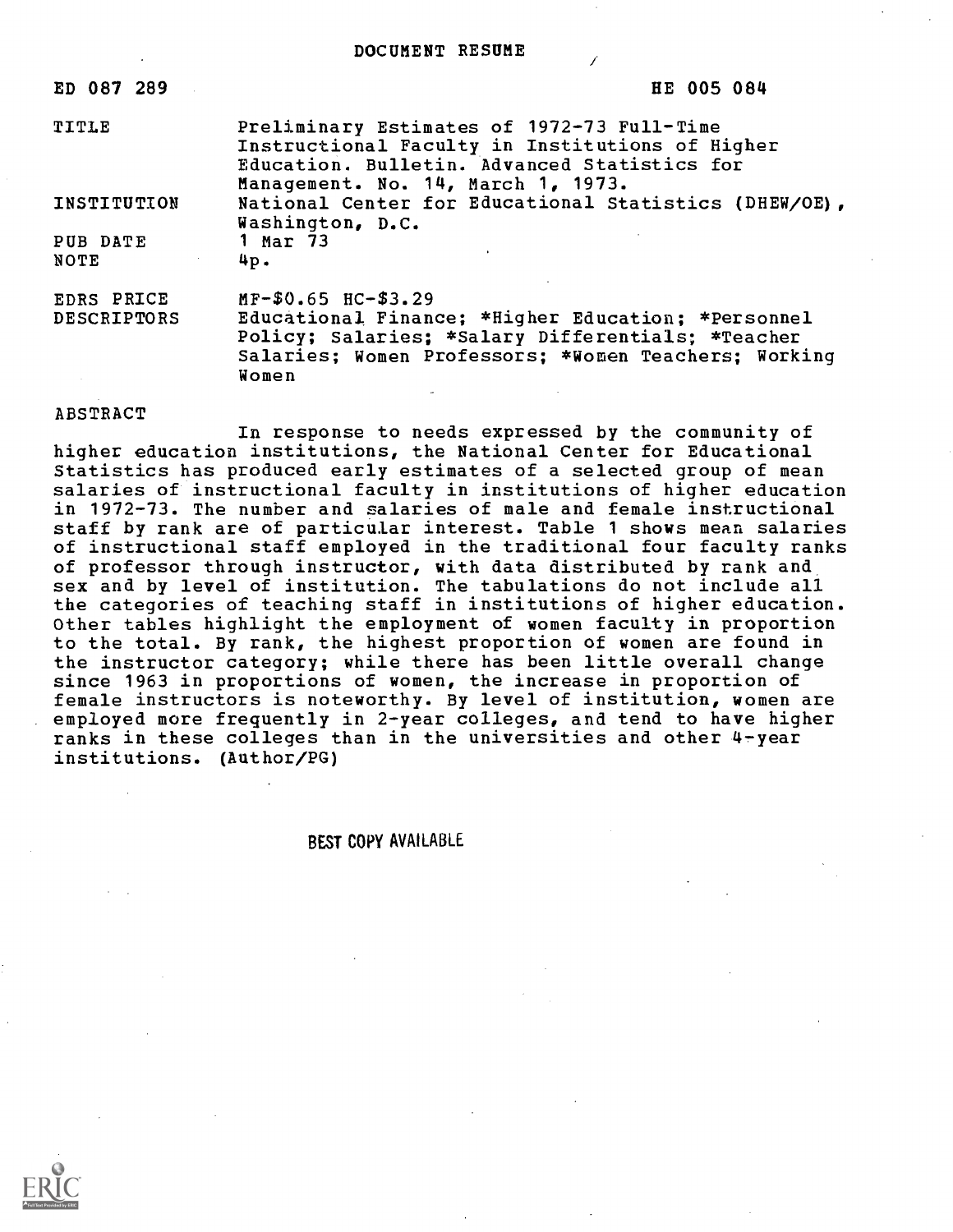DOCUMENT RESUME

| | |
|---|---|
| ED 087 289 | HE 005 084 |
| TITLE | Preliminary Estimates of 1972-73 Full-Time Instructional Faculty in Institutions of Higher Education. Bulletin. Advanced Statistics for Management. No. 14, March 1, 1973. |
| INSTITUTION | National Center for Educational Statistics (DHEW/OE), Washington, D.C. |
| PUB DATE | 1 Mar 73 |
| NOTE | 4p. |
| EDRS PRICE | MF-$0.65 HC-$3.29 |
| DESCRIPTORS | Educational Finance; *Higher Education; *Personnel Policy; Salaries; *Salary Differentials; *Teacher Salaries; Women Professors; *Women Teachers; Working Women |

ABSTRACT

In response to needs expressed by the community of higher education institutions, the National Center for Educational Statistics has produced early estimates of a selected group of mean salaries of instructional faculty in institutions of higher education in 1972-73. The number and salaries of male and female instructional staff by rank are of particular interest. Table 1 shows mean salaries of instructional staff employed in the traditional four faculty ranks of professor through instructor, with data distributed by rank and sex and by level of institution. The tabulations do not include all the categories of teaching staff in institutions of higher education. Other tables highlight the employment of women faculty in proportion to the total. By rank, the highest proportion of women are found in the instructor category; while there has been little overall change since 1963 in proportions of women, the increase in proportion of female instructors is noteworthy. By level of institution, women are employed more frequently in 2-year colleges, and tend to have higher ranks in these colleges than in the universities and other 4-year institutions. (Author/PG)

BEST COPY AVAILABLE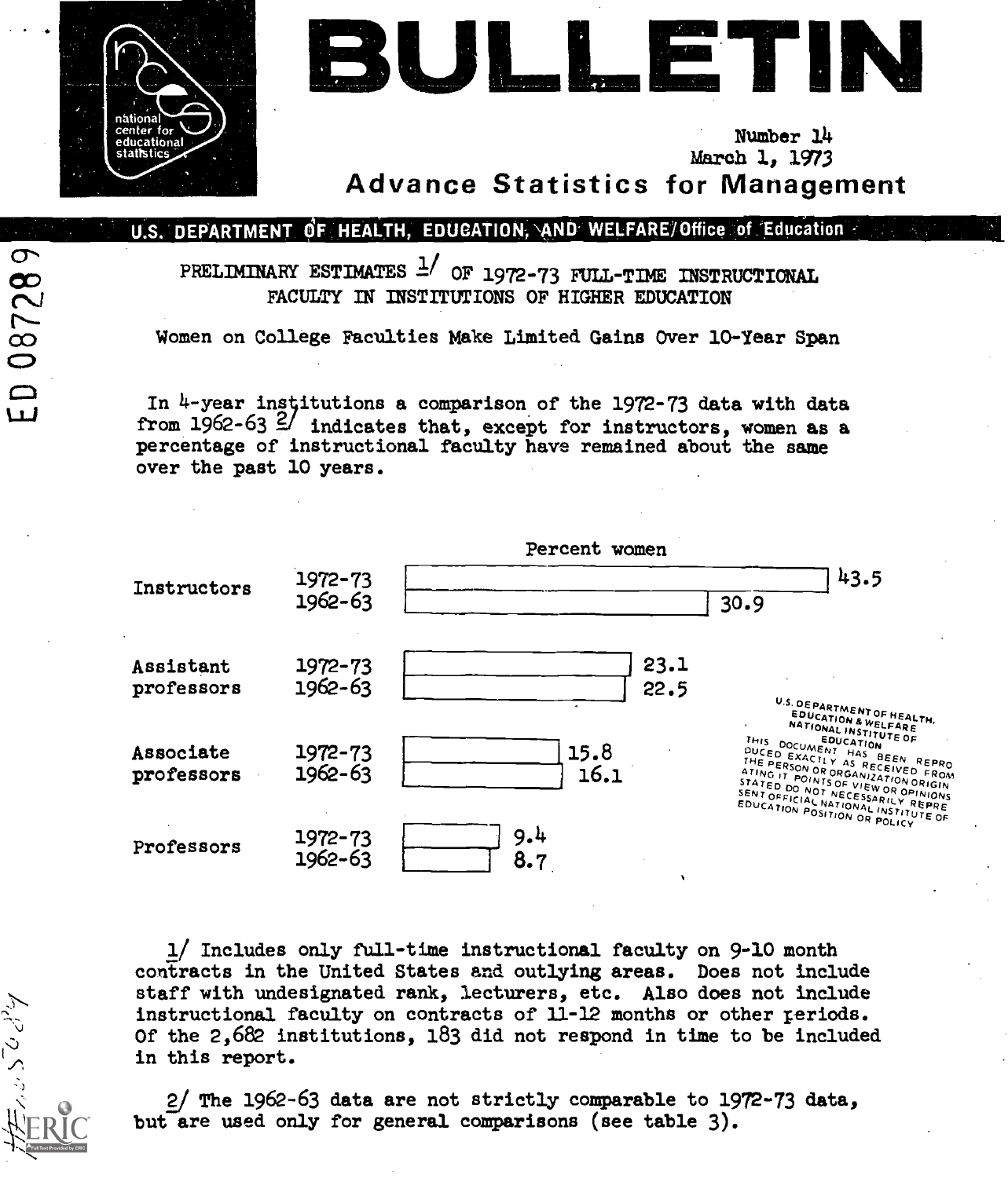# BULLETIN

national center for educational statistics

Number 14
March 1, 1973

## Advance Statistics for Management

U.S. DEPARTMENT OF HEALTH, EDUCATION, AND WELFARE/Office of Education

ED 087289

### PRELIMINARY ESTIMATES [1] OF 1972-73 FULL-TIME INSTRUCTIONAL FACULTY IN INSTITUTIONS OF HIGHER EDUCATION

Women on College Faculties Make Limited Gains Over 10-Year Span

In 4-year institutions a comparison of the 1972-73 data with data from 1962-63 [2] indicates that, except for instructors, women as a percentage of instructional faculty have remained about the same over the past 10 years.

Percent women

| Rank | Year | Percent women |
|---|---|---|
| Instructors | 1972-73 | 43.5 |
| | 1962-63 | 30.9 |
| Assistant professors | 1972-73 | 23.1 |
| | 1962-63 | 22.5 |
| Associate professors | 1972-73 | 15.8 |
| | 1962-63 | 16.1 |
| Professors | 1972-73 | 9.4 |
| | 1962-63 | 8.7 |

U.S. DEPARTMENT OF HEALTH, EDUCATION & WELFARE NATIONAL INSTITUTE OF EDUCATION THIS DOCUMENT HAS BEEN REPRODUCED EXACTLY AS RECEIVED FROM THE PERSON OR ORGANIZATION ORIGINATING IT. POINTS OF VIEW OR OPINIONS STATED DO NOT NECESSARILY REPRESENT OFFICIAL NATIONAL INSTITUTE OF EDUCATION POSITION OR POLICY

1/ Includes only full-time instructional faculty on 9-10 month contracts in the United States and outlying areas. Does not include staff with undesignated rank, lecturers, etc. Also does not include instructional faculty on contracts of 11-12 months or other periods. Of the 2,682 institutions, 183 did not respond in time to be included in this report.

2/ The 1962-63 data are not strictly comparable to 1972-73 data, but are used only for general comparisons (see table 3).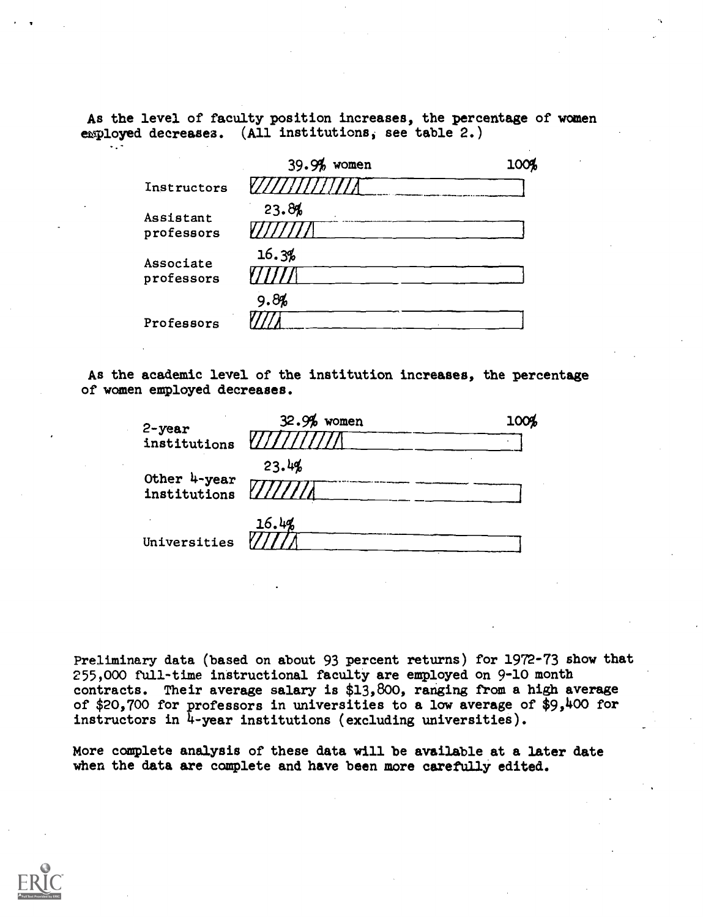As the level of faculty position increases, the percentage of women employed decreases. (All institutions, see table 2.)

| Position | Percentage women |
| --- | --- |
| Instructors | 39.9% |
| Assistant professors | 23.8% |
| Associate professors | 16.3% |
| Professors | 9.8% |

As the academic level of the institution increases, the percentage of women employed decreases.

| Institution | Percentage women |
| --- | --- |
| 2-year institutions | 32.9% |
| Other 4-year institutions | 23.4% |
| Universities | 16.4% |

Preliminary data (based on about 93 percent returns) for 1972-73 show that 255,000 full-time instructional faculty are employed on 9-10 month contracts. Their average salary is $13,800, ranging from a high average of $20,700 for professors in universities to a low average of $9,400 for instructors in 4-year institutions (excluding universities).

More complete analysis of these data will be available at a later date when the data are complete and have been more carefully edited.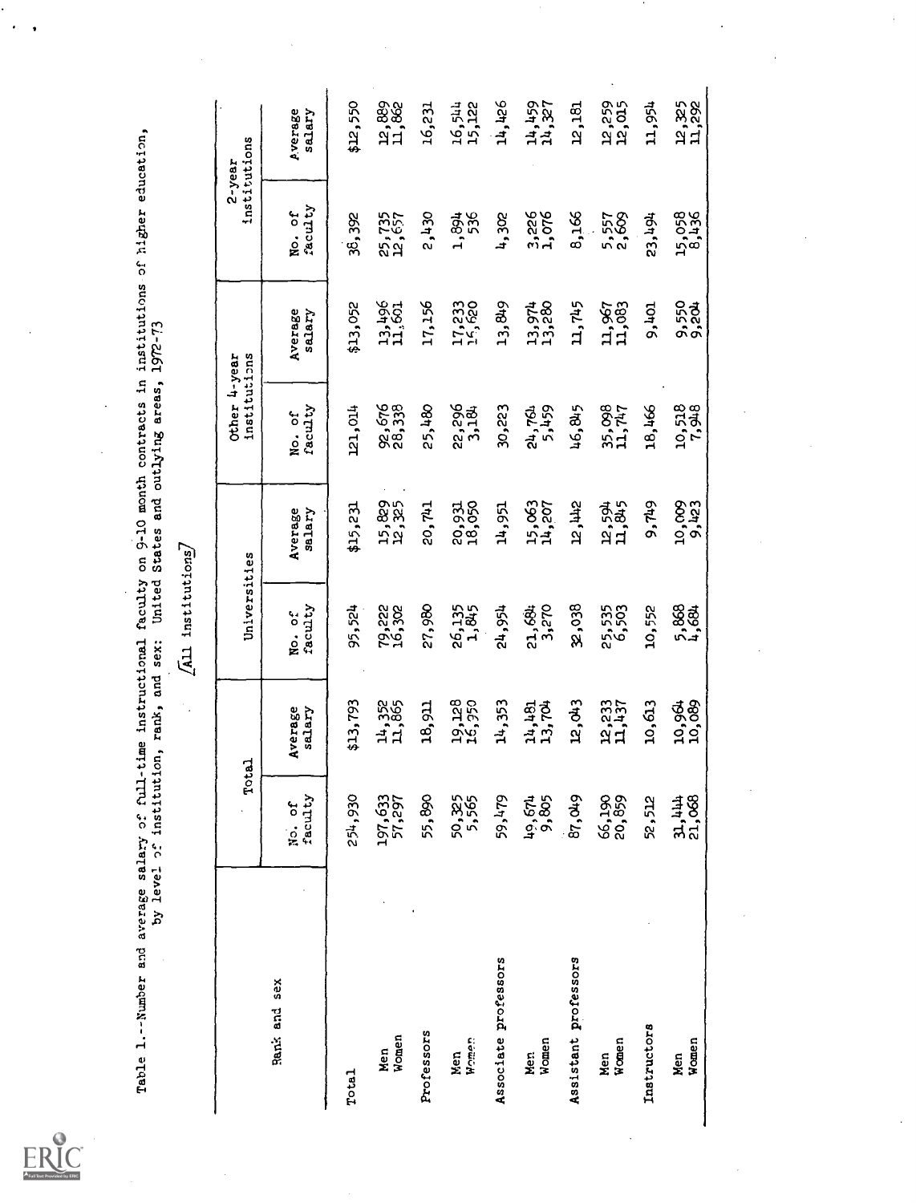Table 1.--Number and average salary of full-time instructional faculty on 9-10 month contracts in institutions of higher education, by level of institution, rank, and sex: United States and outlying areas, 1972-73

[All institutions]

| Rank and sex | Total | | Universities | | Other 4-year institutions | | 2-year institutions | |
|---|---|---|---|---|---|---|---|---|
| | No. of faculty | Average salary | No. of faculty | Average salary | No. of faculty | Average salary | No. of faculty | Average salary |
| Total | 254,930 | $13,793 | 95,524 | $15,231 | 121,014 | $13,052 | 38,392 | $12,550 |
| Men | 197,633 | 14,352 | 79,222 | 15,829 | 92,676 | 13,496 | 25,735 | 12,889 |
| Women | 57,297 | 11,865 | 16,302 | 12,325 | 28,338 | 11,601 | 12,657 | 11,862 |
| Professors | 55,890 | 18,911 | 27,980 | 20,741 | 25,480 | 17,156 | 2,430 | 16,231 |
| Men | 50,325 | 19,128 | 26,135 | 20,931 | 22,296 | 17,233 | 1,894 | 16,544 |
| Women | 5,565 | 16,950 | 1,845 | 18,050 | 3,184 | 16,620 | 536 | 15,122 |
| Associate professors | 59,479 | 14,353 | 24,954 | 14,951 | 30,223 | 13,849 | 4,302 | 14,426 |
| Men | 49,674 | 14,481 | 21,684 | 15,063 | 24,764 | 13,974 | 3,226 | 14,459 |
| Women | 9,805 | 13,704 | 3,270 | 14,207 | 5,459 | 13,280 | 1,076 | 14,327 |
| Assistant professors | 87,049 | 12,043 | 32,038 | 12,442 | 46,845 | 11,745 | 8,166 | 12,181 |
| Men | 66,190 | 12,233 | 25,535 | 12,594 | 35,098 | 11,967 | 5,557 | 12,259 |
| Women | 20,859 | 11,437 | 6,503 | 11,845 | 11,747 | 11,083 | 2,609 | 12,015 |
| Instructors | 52,512 | 10,613 | 10,552 | 9,749 | 18,466 | 9,401 | 23,494 | 11,954 |
| Men | 31,444 | 10,964 | 5,868 | 10,009 | 10,518 | 9,550 | 15,058 | 12,325 |
| Women | 21,068 | 10,089 | 4,684 | 9,423 | 7,948 | 9,204 | 8,436 | 11,292 |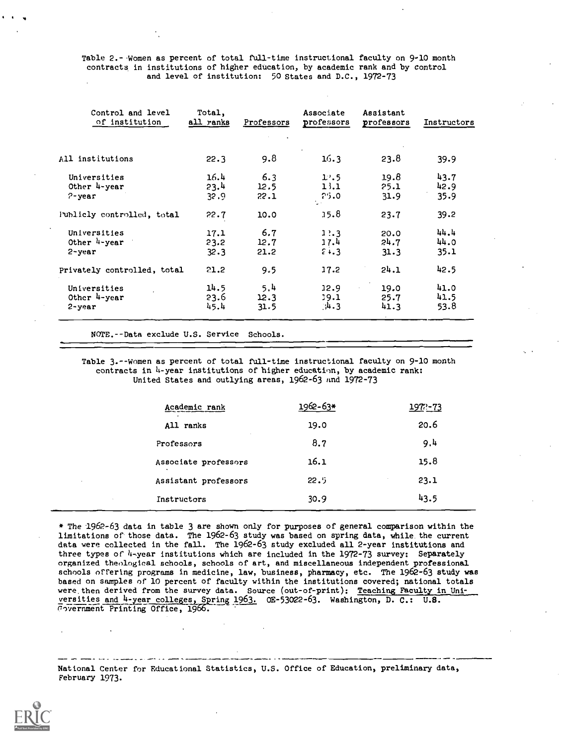Table 2.--Women as percent of total full-time instructional faculty on 9-10 month contracts in institutions of higher education, by academic rank and by control and level of institution: 50 States and D.C., 1972-73

| Control and level of institution | Total, all ranks | Professors | Associate professors | Assistant professors | Instructors |
|---|---|---|---|---|---|
| All institutions | 22.3 | 9.8 | 16.3 | 23.8 | 39.9 |
| Universities | 16.4 | 6.3 | 12.5 | 19.8 | 43.7 |
| Other 4-year | 23.4 | 12.5 | 18.1 | 25.1 | 42.9 |
| 2-year | 32.9 | 22.1 | 25.0 | 31.9 | 35.9 |
| Publicly controlled, total | 22.7 | 10.0 | 15.8 | 23.7 | 39.2 |
| Universities | 17.1 | 6.7 | 12.3 | 20.0 | 44.4 |
| Other 4-year | 23.2 | 12.7 | 17.4 | 24.7 | 44.0 |
| 2-year | 32.3 | 21.2 | 24.3 | 31.3 | 35.1 |
| Privately controlled, total | 21.2 | 9.5 | 17.2 | 24.1 | 42.5 |
| Universities | 14.5 | 5.4 | 12.9 | 19.0 | 41.0 |
| Other 4-year | 23.6 | 12.3 | 19.1 | 25.7 | 41.5 |
| 2-year | 45.4 | 31.5 | 34.3 | 41.3 | 53.8 |

NOTE.--Data exclude U.S. Service Schools.

Table 3.--Women as percent of total full-time instructional faculty on 9-10 month contracts in 4-year institutions of higher education, by academic rank: United States and outlying areas, 1962-63 and 1972-73

| Academic rank | 1962-63* | 1972-73 |
|---|---|---|
| All ranks | 19.0 | 20.6 |
| Professors | 8.7 | 9.4 |
| Associate professors | 16.1 | 15.8 |
| Assistant professors | 22.5 | 23.1 |
| Instructors | 30.9 | 43.5 |

* The 1962-63 data in table 3 are shown only for purposes of general comparison within the limitations of those data. The 1962-63 study was based on spring data, while the current data were collected in the fall. The 1962-63 study excluded all 2-year institutions and three types of 4-year institutions which are included in the 1972-73 survey: Separately organized theological schools, schools of art, and miscellaneous independent professional schools offering programs in medicine, law, business, pharmacy, etc. The 1962-63 study was based on samples of 10 percent of faculty within the institutions covered; national totals were then derived from the survey data. Source (out-of-print): Teaching Faculty in Universities and 4-year colleges, Spring 1963. OE-53022-63. Washington, D. C.: U.S. Government Printing Office, 1966.

National Center for Educational Statistics, U.S. Office of Education, preliminary data, February 1973.